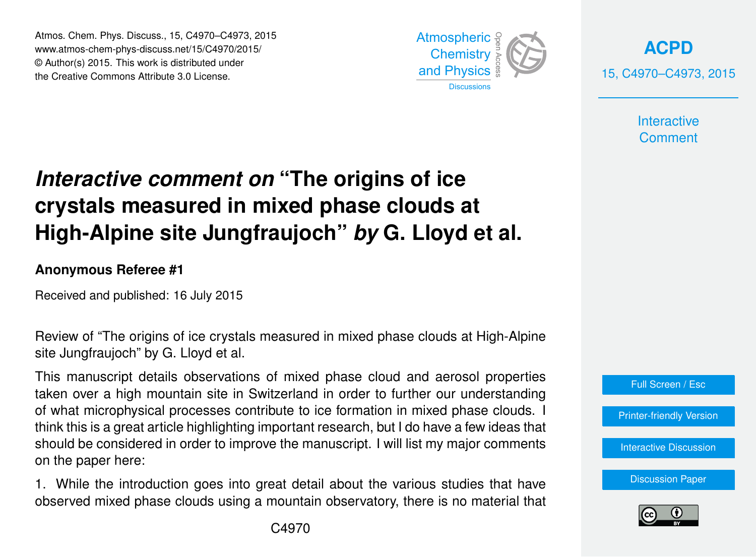# *Interactive comment on* "The origins of ice crystals measured in mixed phase clouds at High-Alpine site Jungfraujoch" *by* G. Lloyd et al.

**Anonymous Referee #1**

Received and published: 16 July 2015

Review of "The origins of ice crystals measured in mixed phase clouds at High-Alpine site Jungfraujoch" by G. Lloyd et al.

This manuscript details observations of mixed phase cloud and aerosol properties taken over a high mountain site in Switzerland in order to further our understanding of what microphysical processes contribute to ice formation in mixed phase clouds. I think this is a great article highlighting important research, but I do have a few ideas that should be considered in order to improve the manuscript. I will list my major comments on the paper here:

1. While the introduction goes into great detail about the various studies that have observed mixed phase clouds using a mountain observatory, there is no material that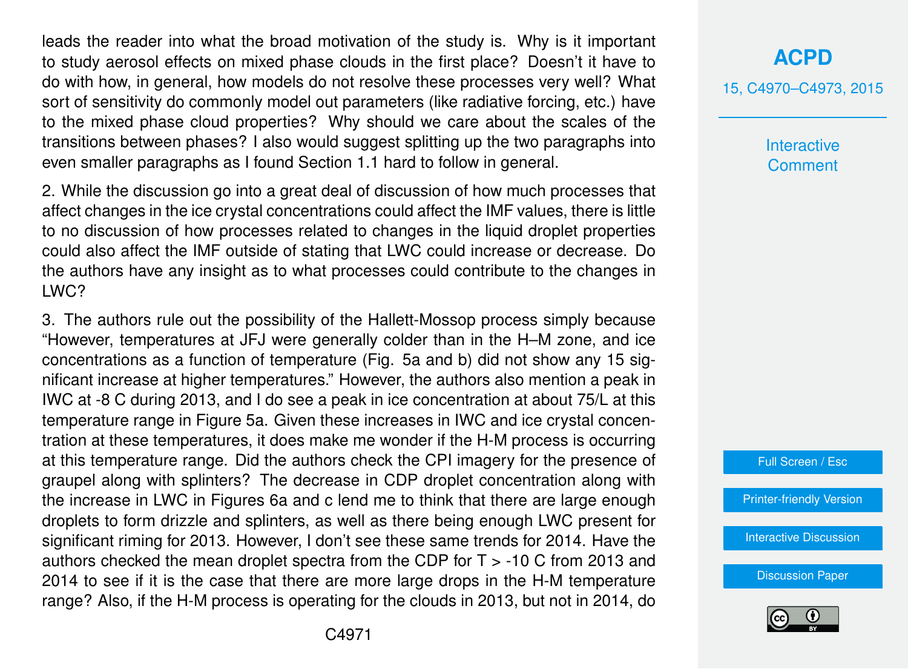leads the reader into what the broad motivation of the study is. Why is it important to study aerosol effects on mixed phase clouds in the first place? Doesn't it have to do with how, in general, how models do not resolve these processes very well? What sort of sensitivity do commonly model out parameters (like radiative forcing, etc.) have to the mixed phase cloud properties? Why should we care about the scales of the transitions between phases? I also would suggest splitting up the two paragraphs into even smaller paragraphs as I found Section 1.1 hard to follow in general.

2. While the discussion go into a great deal of discussion of how much processes that affect changes in the ice crystal concentrations could affect the IMF values, there is little to no discussion of how processes related to changes in the liquid droplet properties could also affect the IMF outside of stating that LWC could increase or decrease. Do the authors have any insight as to what processes could contribute to the changes in LWC?

3. The authors rule out the possibility of the Hallett-Mossop process simply because "However, temperatures at JFJ were generally colder than in the H–M zone, and ice concentrations as a function of temperature (Fig. 5a and b) did not show any 15 significant increase at higher temperatures." However, the authors also mention a peak in IWC at -8 C during 2013, and I do see a peak in ice concentration at about 75/L at this temperature range in Figure 5a. Given these increases in IWC and ice crystal concentration at these temperatures, it does make me wonder if the H-M process is occurring at this temperature range. Did the authors check the CPI imagery for the presence of graupel along with splinters? The decrease in CDP droplet concentration along with the increase in LWC in Figures 6a and c lend me to think that there are large enough droplets to form drizzle and splinters, as well as there being enough LWC present for significant riming for 2013. However, I don't see these same trends for 2014. Have the authors checked the mean droplet spectra from the CDP for T > -10 C from 2013 and 2014 to see if it is the case that there are more large drops in the H-M temperature range? Also, if the H-M process is operating for the clouds in 2013, but not in 2014, do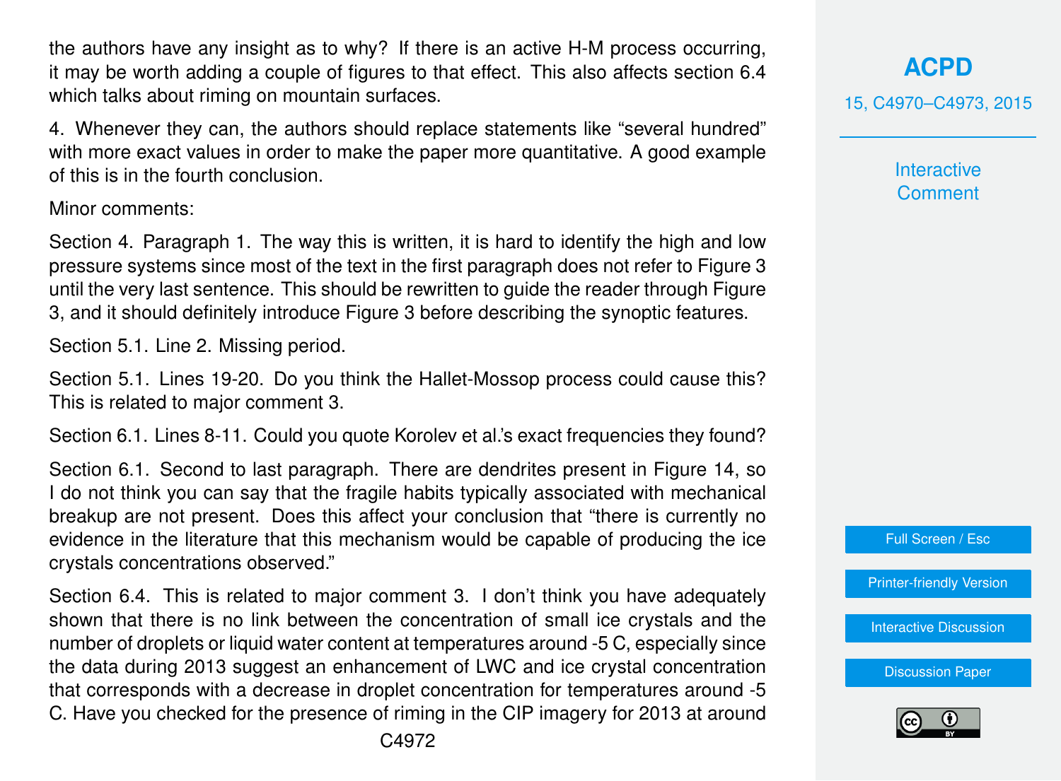the authors have any insight as to why? If there is an active H-M process occurring, it may be worth adding a couple of figures to that effect. This also affects section 6.4 which talks about riming on mountain surfaces.

4. Whenever they can, the authors should replace statements like "several hundred" with more exact values in order to make the paper more quantitative. A good example of this is in the fourth conclusion.

Minor comments:

Section 4. Paragraph 1. The way this is written, it is hard to identify the high and low pressure systems since most of the text in the first paragraph does not refer to Figure 3 until the very last sentence. This should be rewritten to guide the reader through Figure 3, and it should definitely introduce Figure 3 before describing the synoptic features.

Section 5.1. Line 2. Missing period.

Section 5.1. Lines 19-20. Do you think the Hallet-Mossop process could cause this? This is related to major comment 3.

Section 6.1. Lines 8-11. Could you quote Korolev et al.'s exact frequencies they found?

Section 6.1. Second to last paragraph. There are dendrites present in Figure 14, so I do not think you can say that the fragile habits typically associated with mechanical breakup are not present. Does this affect your conclusion that "there is currently no evidence in the literature that this mechanism would be capable of producing the ice crystals concentrations observed."

Section 6.4. This is related to major comment 3. I don't think you have adequately shown that there is no link between the concentration of small ice crystals and the number of droplets or liquid water content at temperatures around -5 C, especially since the data during 2013 suggest an enhancement of LWC and ice crystal concentration that corresponds with a decrease in droplet concentration for temperatures around -5 C. Have you checked for the presence of riming in the CIP imagery for 2013 at around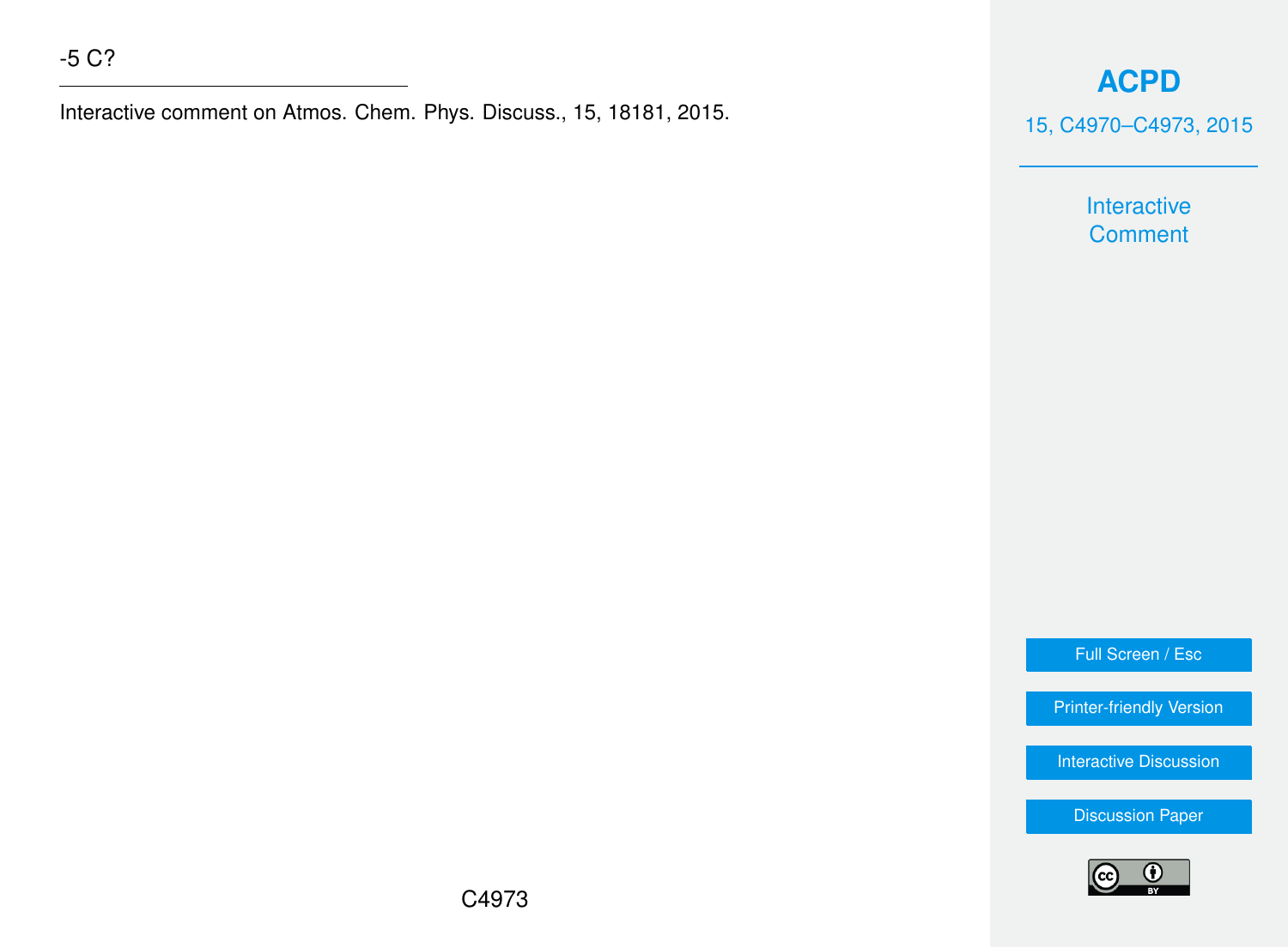-5 C?

---

Interactive comment on Atmos. Chem. Phys. Discuss., 15, 18181, 2015.